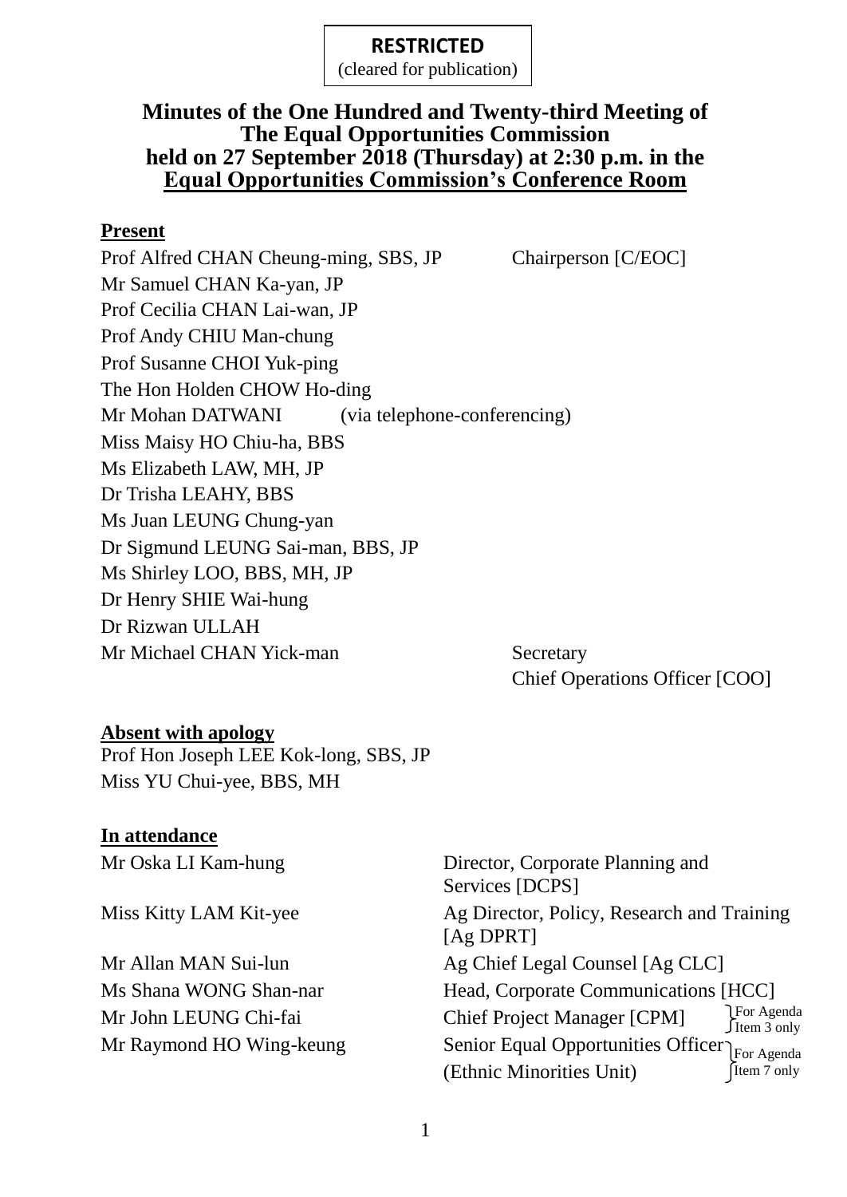**RESTRICTED**
(cleared for publication)

# Minutes of the One Hundred and Twenty-third Meeting of The Equal Opportunities Commission held on 27 September 2018 (Thursday) at 2:30 p.m. in the Equal Opportunities Commission's Conference Room

## Present

| | |
|---|---|
| Prof Alfred CHAN Cheung-ming, SBS, JP | Chairperson [C/EOC] |
| Mr Samuel CHAN Ka-yan, JP | |
| Prof Cecilia CHAN Lai-wan, JP | |
| Prof Andy CHIU Man-chung | |
| Prof Susanne CHOI Yuk-ping | |
| The Hon Holden CHOW Ho-ding | |
| Mr Mohan DATWANI (via telephone-conferencing) | |
| Miss Maisy HO Chiu-ha, BBS | |
| Ms Elizabeth LAW, MH, JP | |
| Dr Trisha LEAHY, BBS | |
| Ms Juan LEUNG Chung-yan | |
| Dr Sigmund LEUNG Sai-man, BBS, JP | |
| Ms Shirley LOO, BBS, MH, JP | |
| Dr Henry SHIE Wai-hung | |
| Dr Rizwan ULLAH | |
| Mr Michael CHAN Yick-man | Secretary<br>Chief Operations Officer [COO] |

## Absent with apology

Prof Hon Joseph LEE Kok-long, SBS, JP
Miss YU Chui-yee, BBS, MH

## In attendance

| | |
|---|---|
| Mr Oska LI Kam-hung | Director, Corporate Planning and Services [DCPS] |
| Miss Kitty LAM Kit-yee | Ag Director, Policy, Research and Training [Ag DPRT] |
| Mr Allan MAN Sui-lun | Ag Chief Legal Counsel [Ag CLC] |
| Ms Shana WONG Shan-nar | Head, Corporate Communications [HCC] |
| Mr John LEUNG Chi-fai | Chief Project Manager [CPM] (For Agenda Item 3 only) |
| Mr Raymond HO Wing-keung | Senior Equal Opportunities Officer (Ethnic Minorities Unit) (For Agenda Item 7 only) |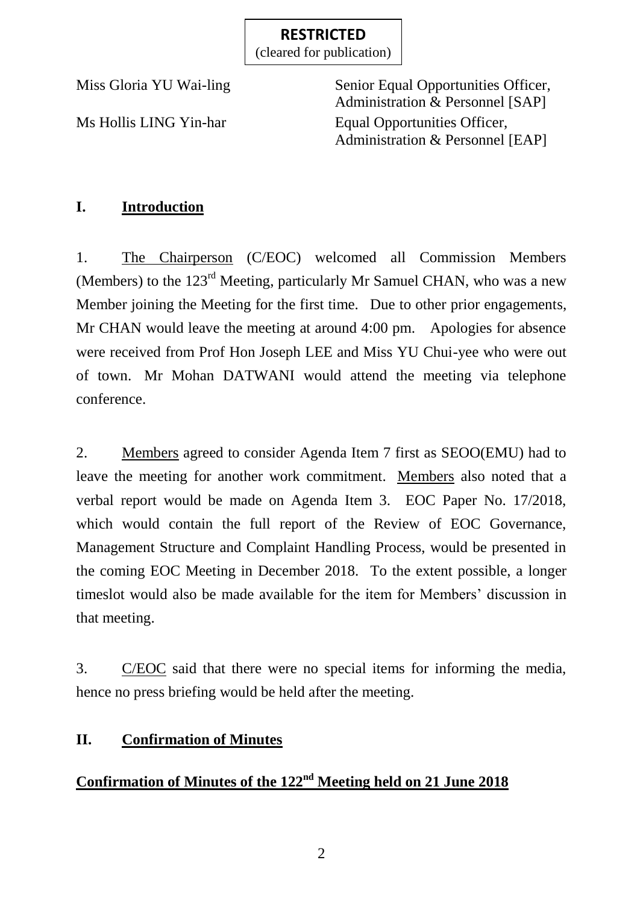**RESTRICTED**
(cleared for publication)

| | |
|---|---|
| Miss Gloria YU Wai-ling | Senior Equal Opportunities Officer, Administration & Personnel [SAP] |
| Ms Hollis LING Yin-har | Equal Opportunities Officer, Administration & Personnel [EAP] |

## I. Introduction

1. The Chairperson (C/EOC) welcomed all Commission Members (Members) to the 123rd Meeting, particularly Mr Samuel CHAN, who was a new Member joining the Meeting for the first time. Due to other prior engagements, Mr CHAN would leave the meeting at around 4:00 pm. Apologies for absence were received from Prof Hon Joseph LEE and Miss YU Chui-yee who were out of town. Mr Mohan DATWANI would attend the meeting via telephone conference.

2. Members agreed to consider Agenda Item 7 first as SEOO(EMU) had to leave the meeting for another work commitment. Members also noted that a verbal report would be made on Agenda Item 3. EOC Paper No. 17/2018, which would contain the full report of the Review of EOC Governance, Management Structure and Complaint Handling Process, would be presented in the coming EOC Meeting in December 2018. To the extent possible, a longer timeslot would also be made available for the item for Members' discussion in that meeting.

3. C/EOC said that there were no special items for informing the media, hence no press briefing would be held after the meeting.

## II. Confirmation of Minutes

### Confirmation of Minutes of the 122nd Meeting held on 21 June 2018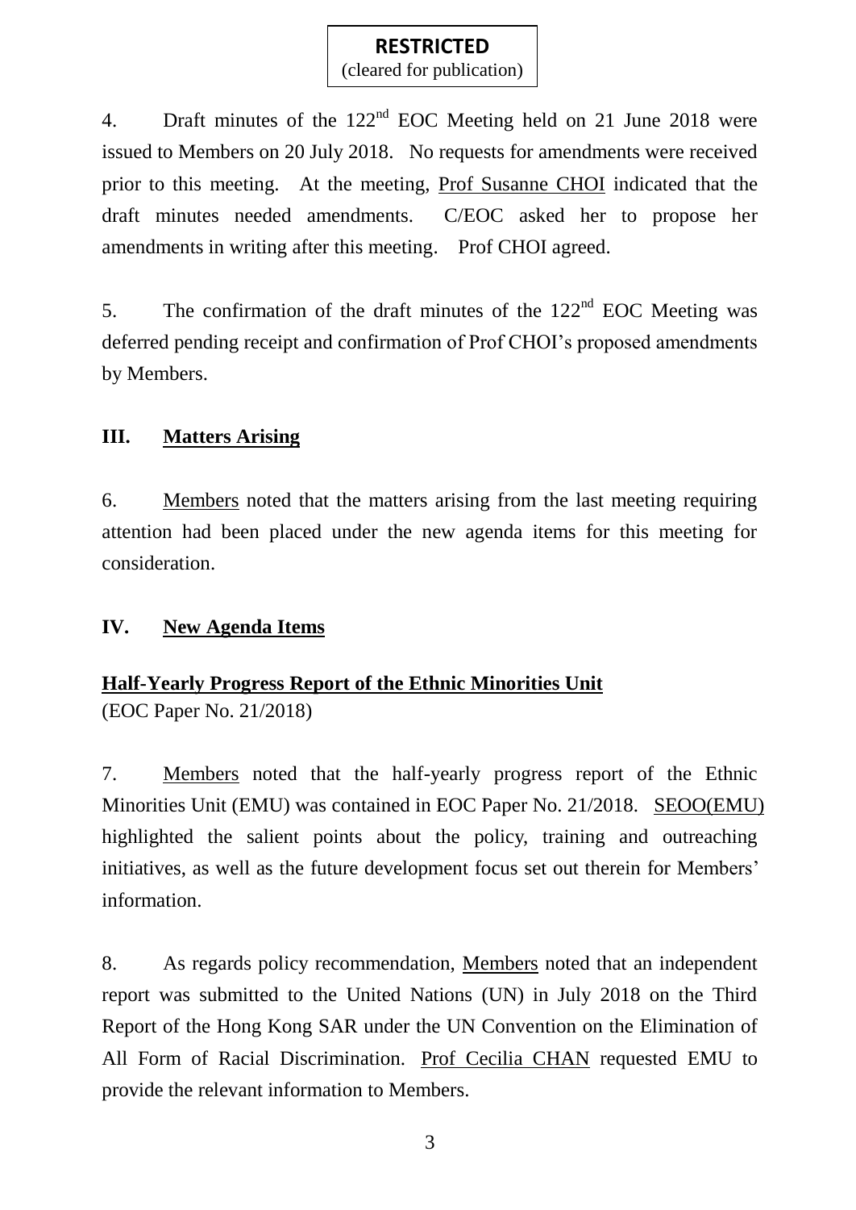**RESTRICTED**
(cleared for publication)

4. Draft minutes of the 122nd EOC Meeting held on 21 June 2018 were issued to Members on 20 July 2018. No requests for amendments were received prior to this meeting. At the meeting, Prof Susanne CHOI indicated that the draft minutes needed amendments. C/EOC asked her to propose her amendments in writing after this meeting. Prof CHOI agreed.

5. The confirmation of the draft minutes of the 122nd EOC Meeting was deferred pending receipt and confirmation of Prof CHOI's proposed amendments by Members.

## III. Matters Arising

6. Members noted that the matters arising from the last meeting requiring attention had been placed under the new agenda items for this meeting for consideration.

## IV. New Agenda Items

### Half-Yearly Progress Report of the Ethnic Minorities Unit

(EOC Paper No. 21/2018)

7. Members noted that the half-yearly progress report of the Ethnic Minorities Unit (EMU) was contained in EOC Paper No. 21/2018. SEOO(EMU) highlighted the salient points about the policy, training and outreaching initiatives, as well as the future development focus set out therein for Members' information.

8. As regards policy recommendation, Members noted that an independent report was submitted to the United Nations (UN) in July 2018 on the Third Report of the Hong Kong SAR under the UN Convention on the Elimination of All Form of Racial Discrimination. Prof Cecilia CHAN requested EMU to provide the relevant information to Members.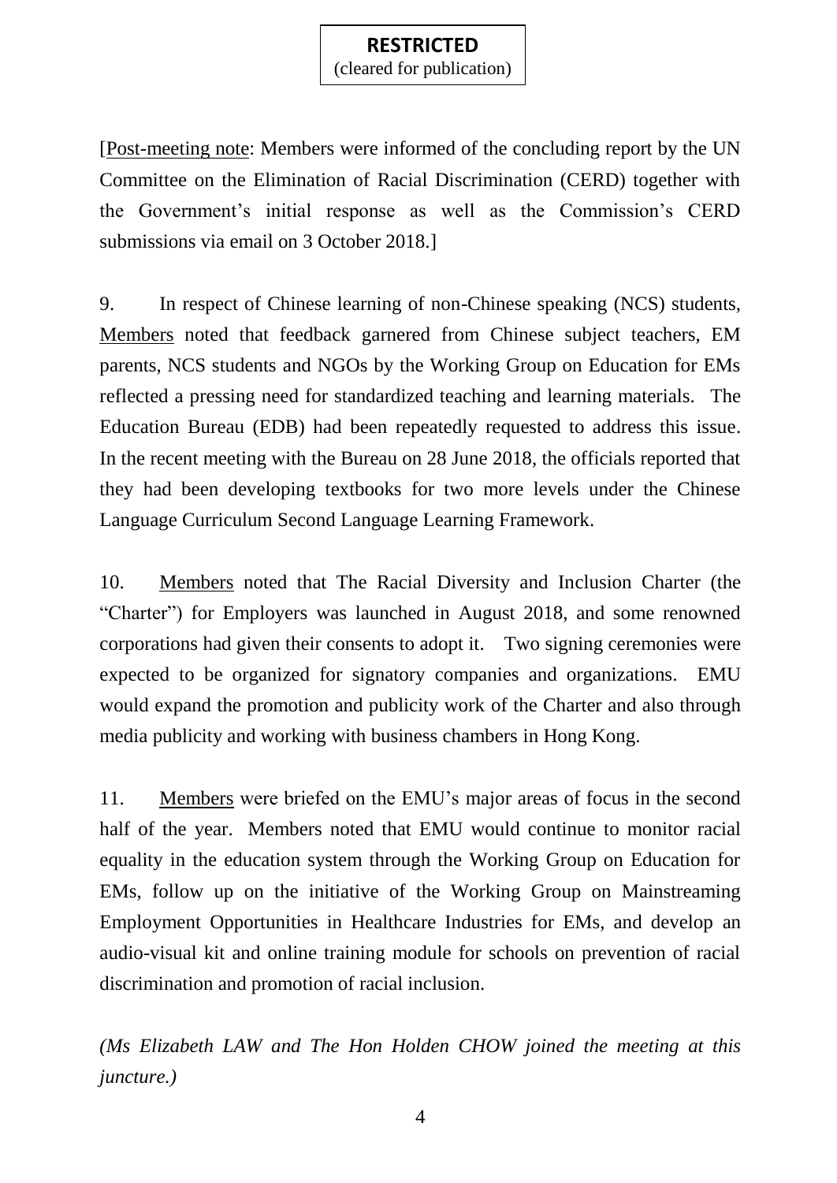**RESTRICTED**
(cleared for publication)

[Post-meeting note: Members were informed of the concluding report by the UN Committee on the Elimination of Racial Discrimination (CERD) together with the Government's initial response as well as the Commission's CERD submissions via email on 3 October 2018.]

9. In respect of Chinese learning of non-Chinese speaking (NCS) students, Members noted that feedback garnered from Chinese subject teachers, EM parents, NCS students and NGOs by the Working Group on Education for EMs reflected a pressing need for standardized teaching and learning materials. The Education Bureau (EDB) had been repeatedly requested to address this issue. In the recent meeting with the Bureau on 28 June 2018, the officials reported that they had been developing textbooks for two more levels under the Chinese Language Curriculum Second Language Learning Framework.

10. Members noted that The Racial Diversity and Inclusion Charter (the "Charter") for Employers was launched in August 2018, and some renowned corporations had given their consents to adopt it. Two signing ceremonies were expected to be organized for signatory companies and organizations. EMU would expand the promotion and publicity work of the Charter and also through media publicity and working with business chambers in Hong Kong.

11. Members were briefed on the EMU's major areas of focus in the second half of the year. Members noted that EMU would continue to monitor racial equality in the education system through the Working Group on Education for EMs, follow up on the initiative of the Working Group on Mainstreaming Employment Opportunities in Healthcare Industries for EMs, and develop an audio-visual kit and online training module for schools on prevention of racial discrimination and promotion of racial inclusion.

*(Ms Elizabeth LAW and The Hon Holden CHOW joined the meeting at this juncture.)*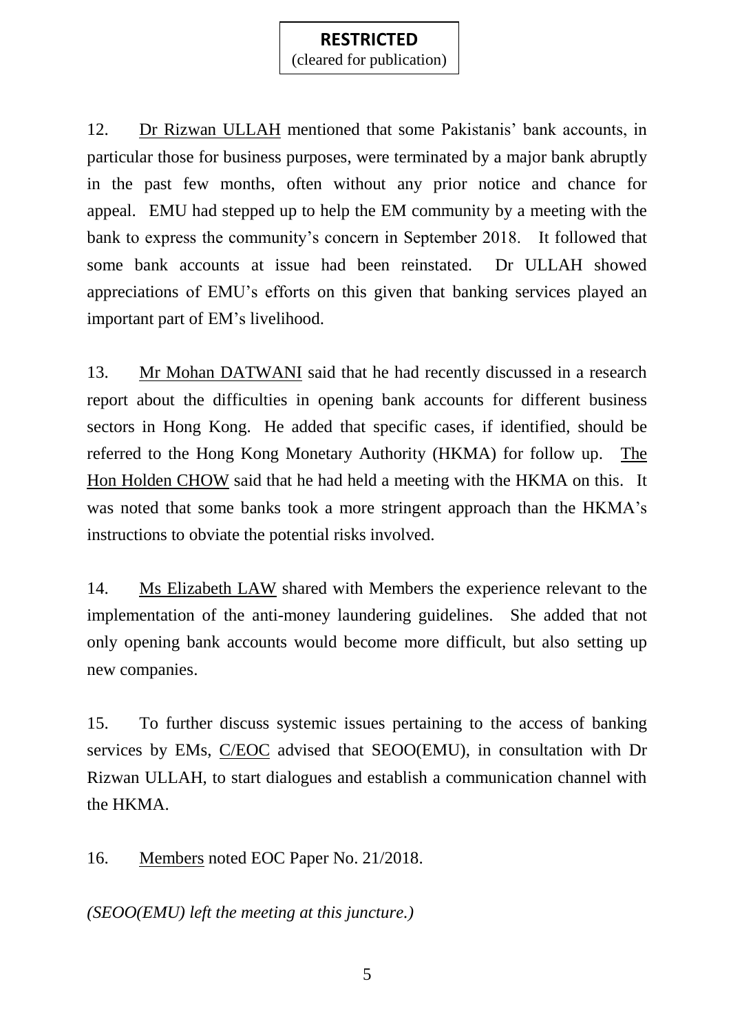**RESTRICTED**
(cleared for publication)

12. Dr Rizwan ULLAH mentioned that some Pakistanis' bank accounts, in particular those for business purposes, were terminated by a major bank abruptly in the past few months, often without any prior notice and chance for appeal. EMU had stepped up to help the EM community by a meeting with the bank to express the community's concern in September 2018. It followed that some bank accounts at issue had been reinstated. Dr ULLAH showed appreciations of EMU's efforts on this given that banking services played an important part of EM's livelihood.

13. Mr Mohan DATWANI said that he had recently discussed in a research report about the difficulties in opening bank accounts for different business sectors in Hong Kong. He added that specific cases, if identified, should be referred to the Hong Kong Monetary Authority (HKMA) for follow up. The Hon Holden CHOW said that he had held a meeting with the HKMA on this. It was noted that some banks took a more stringent approach than the HKMA's instructions to obviate the potential risks involved.

14. Ms Elizabeth LAW shared with Members the experience relevant to the implementation of the anti-money laundering guidelines. She added that not only opening bank accounts would become more difficult, but also setting up new companies.

15. To further discuss systemic issues pertaining to the access of banking services by EMs, C/EOC advised that SEOO(EMU), in consultation with Dr Rizwan ULLAH, to start dialogues and establish a communication channel with the HKMA.

16. Members noted EOC Paper No. 21/2018.

*(SEOO(EMU) left the meeting at this juncture.)*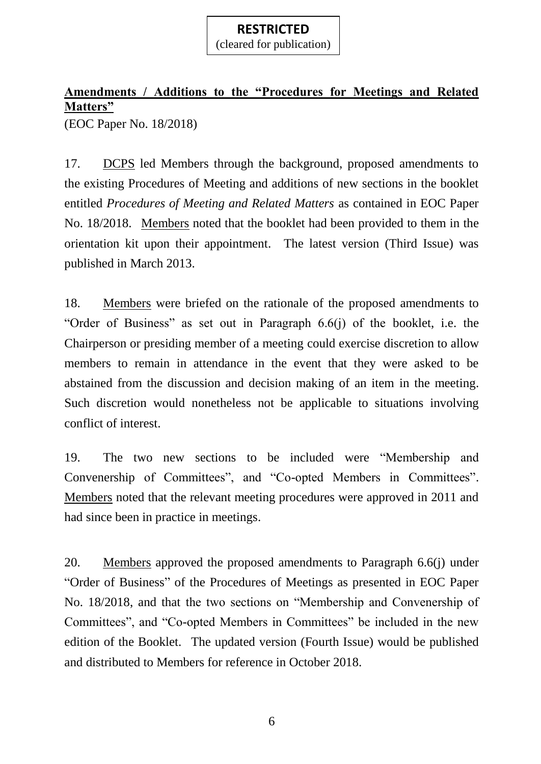**RESTRICTED**
(cleared for publication)

**Amendments / Additions to the "Procedures for Meetings and Related Matters"**
(EOC Paper No. 18/2018)

17. DCPS led Members through the background, proposed amendments to the existing Procedures of Meeting and additions of new sections in the booklet entitled *Procedures of Meeting and Related Matters* as contained in EOC Paper No. 18/2018. Members noted that the booklet had been provided to them in the orientation kit upon their appointment. The latest version (Third Issue) was published in March 2013.

18. Members were briefed on the rationale of the proposed amendments to "Order of Business" as set out in Paragraph 6.6(j) of the booklet, i.e. the Chairperson or presiding member of a meeting could exercise discretion to allow members to remain in attendance in the event that they were asked to be abstained from the discussion and decision making of an item in the meeting. Such discretion would nonetheless not be applicable to situations involving conflict of interest.

19. The two new sections to be included were "Membership and Convenership of Committees", and "Co-opted Members in Committees". Members noted that the relevant meeting procedures were approved in 2011 and had since been in practice in meetings.

20. Members approved the proposed amendments to Paragraph 6.6(j) under "Order of Business" of the Procedures of Meetings as presented in EOC Paper No. 18/2018, and that the two sections on "Membership and Convenership of Committees", and "Co-opted Members in Committees" be included in the new edition of the Booklet. The updated version (Fourth Issue) would be published and distributed to Members for reference in October 2018.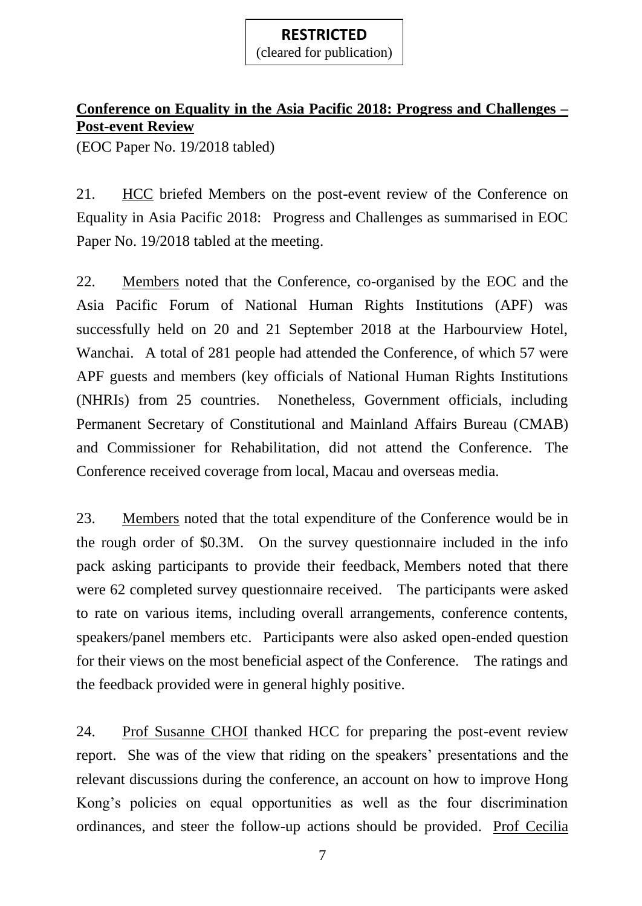**RESTRICTED**
(cleared for publication)

**Conference on Equality in the Asia Pacific 2018: Progress and Challenges – Post-event Review**

(EOC Paper No. 19/2018 tabled)

21. HCC briefed Members on the post-event review of the Conference on Equality in Asia Pacific 2018: Progress and Challenges as summarised in EOC Paper No. 19/2018 tabled at the meeting.

22. Members noted that the Conference, co-organised by the EOC and the Asia Pacific Forum of National Human Rights Institutions (APF) was successfully held on 20 and 21 September 2018 at the Harbourview Hotel, Wanchai. A total of 281 people had attended the Conference, of which 57 were APF guests and members (key officials of National Human Rights Institutions (NHRIs) from 25 countries. Nonetheless, Government officials, including Permanent Secretary of Constitutional and Mainland Affairs Bureau (CMAB) and Commissioner for Rehabilitation, did not attend the Conference. The Conference received coverage from local, Macau and overseas media.

23. Members noted that the total expenditure of the Conference would be in the rough order of $0.3M. On the survey questionnaire included in the info pack asking participants to provide their feedback, Members noted that there were 62 completed survey questionnaire received. The participants were asked to rate on various items, including overall arrangements, conference contents, speakers/panel members etc. Participants were also asked open-ended question for their views on the most beneficial aspect of the Conference. The ratings and the feedback provided were in general highly positive.

24. Prof Susanne CHOI thanked HCC for preparing the post-event review report. She was of the view that riding on the speakers' presentations and the relevant discussions during the conference, an account on how to improve Hong Kong's policies on equal opportunities as well as the four discrimination ordinances, and steer the follow-up actions should be provided. Prof Cecilia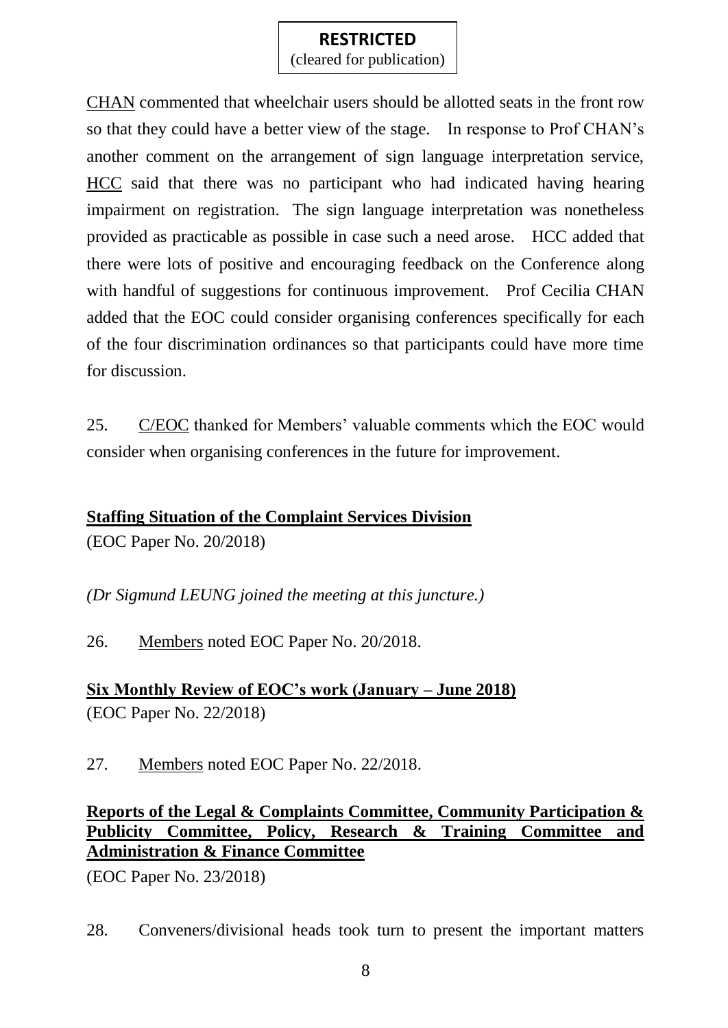**RESTRICTED**
(cleared for publication)

CHAN commented that wheelchair users should be allotted seats in the front row so that they could have a better view of the stage. In response to Prof CHAN's another comment on the arrangement of sign language interpretation service, HCC said that there was no participant who had indicated having hearing impairment on registration. The sign language interpretation was nonetheless provided as practicable as possible in case such a need arose. HCC added that there were lots of positive and encouraging feedback on the Conference along with handful of suggestions for continuous improvement. Prof Cecilia CHAN added that the EOC could consider organising conferences specifically for each of the four discrimination ordinances so that participants could have more time for discussion.

25. C/EOC thanked for Members' valuable comments which the EOC would consider when organising conferences in the future for improvement.

**Staffing Situation of the Complaint Services Division**

(EOC Paper No. 20/2018)

*(Dr Sigmund LEUNG joined the meeting at this juncture.)*

26. Members noted EOC Paper No. 20/2018.

**Six Monthly Review of EOC's work (January – June 2018)**

(EOC Paper No. 22/2018)

27. Members noted EOC Paper No. 22/2018.

**Reports of the Legal & Complaints Committee, Community Participation & Publicity Committee, Policy, Research & Training Committee and Administration & Finance Committee**

(EOC Paper No. 23/2018)

28. Conveners/divisional heads took turn to present the important matters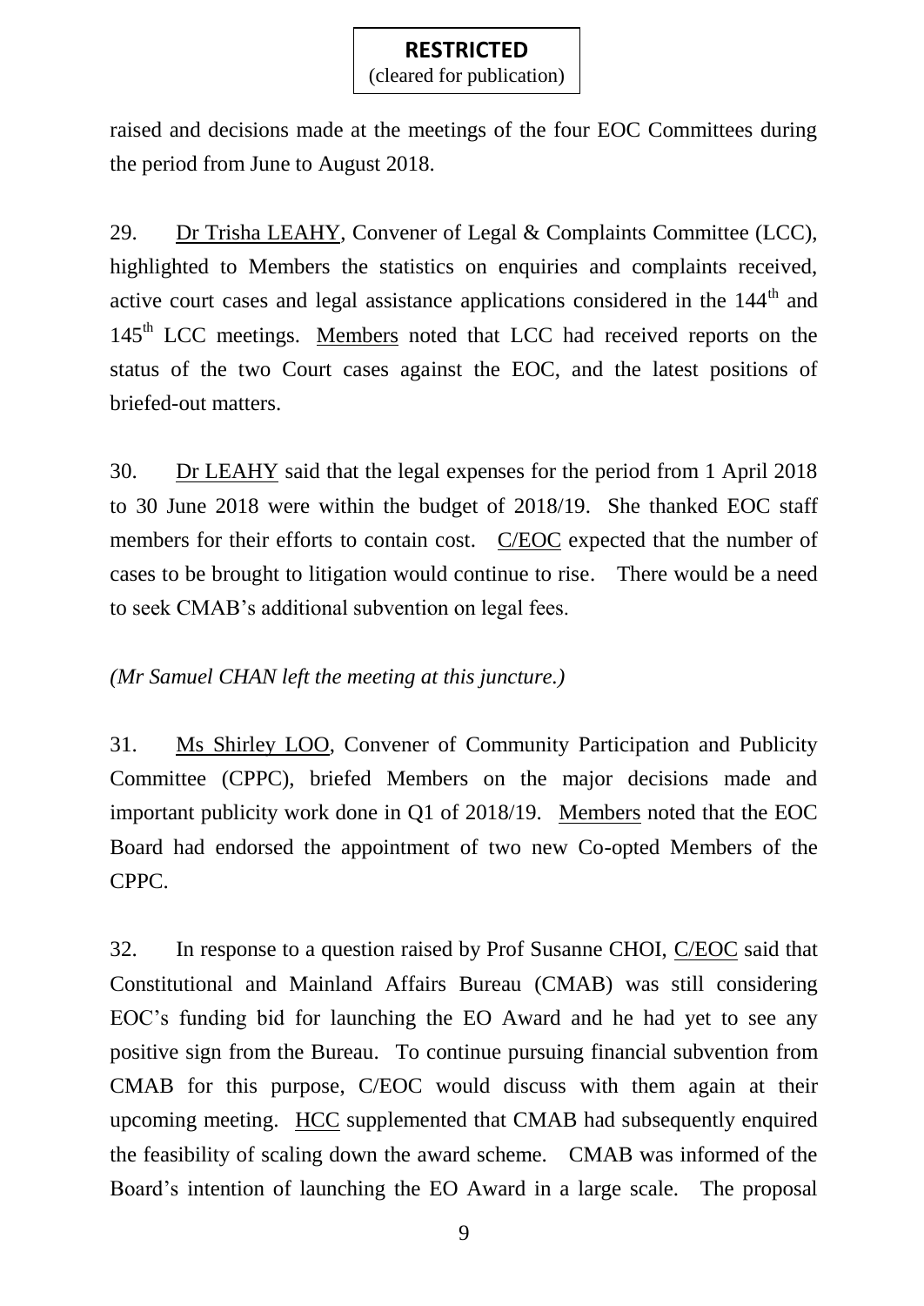**RESTRICTED**
(cleared for publication)

raised and decisions made at the meetings of the four EOC Committees during the period from June to August 2018.

29. Dr Trisha LEAHY, Convener of Legal & Complaints Committee (LCC), highlighted to Members the statistics on enquiries and complaints received, active court cases and legal assistance applications considered in the 144th and 145th LCC meetings. Members noted that LCC had received reports on the status of the two Court cases against the EOC, and the latest positions of briefed-out matters.

30. Dr LEAHY said that the legal expenses for the period from 1 April 2018 to 30 June 2018 were within the budget of 2018/19. She thanked EOC staff members for their efforts to contain cost. C/EOC expected that the number of cases to be brought to litigation would continue to rise. There would be a need to seek CMAB's additional subvention on legal fees.

*(Mr Samuel CHAN left the meeting at this juncture.)*

31. Ms Shirley LOO, Convener of Community Participation and Publicity Committee (CPPC), briefed Members on the major decisions made and important publicity work done in Q1 of 2018/19. Members noted that the EOC Board had endorsed the appointment of two new Co-opted Members of the CPPC.

32. In response to a question raised by Prof Susanne CHOI, C/EOC said that Constitutional and Mainland Affairs Bureau (CMAB) was still considering EOC's funding bid for launching the EO Award and he had yet to see any positive sign from the Bureau. To continue pursuing financial subvention from CMAB for this purpose, C/EOC would discuss with them again at their upcoming meeting. HCC supplemented that CMAB had subsequently enquired the feasibility of scaling down the award scheme. CMAB was informed of the Board's intention of launching the EO Award in a large scale. The proposal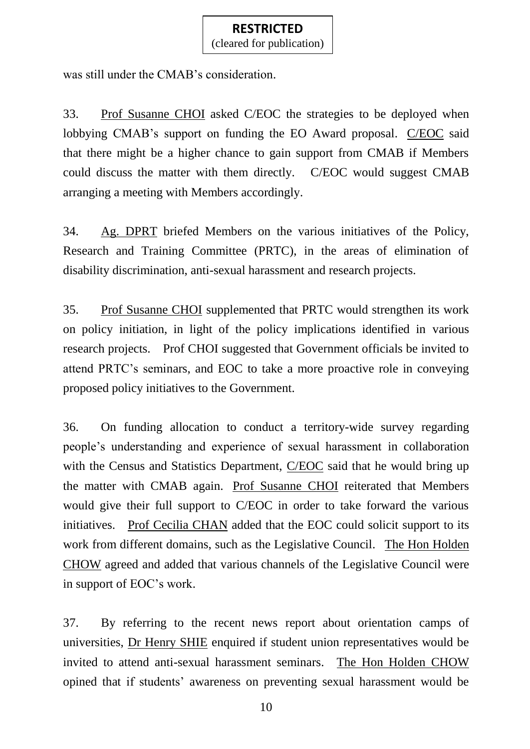was still under the CMAB's consideration.

33. Prof Susanne CHOI asked C/EOC the strategies to be deployed when lobbying CMAB's support on funding the EO Award proposal. C/EOC said that there might be a higher chance to gain support from CMAB if Members could discuss the matter with them directly. C/EOC would suggest CMAB arranging a meeting with Members accordingly.

34. Ag. DPRT briefed Members on the various initiatives of the Policy, Research and Training Committee (PRTC), in the areas of elimination of disability discrimination, anti-sexual harassment and research projects.

35. Prof Susanne CHOI supplemented that PRTC would strengthen its work on policy initiation, in light of the policy implications identified in various research projects. Prof CHOI suggested that Government officials be invited to attend PRTC's seminars, and EOC to take a more proactive role in conveying proposed policy initiatives to the Government.

36. On funding allocation to conduct a territory-wide survey regarding people's understanding and experience of sexual harassment in collaboration with the Census and Statistics Department, C/EOC said that he would bring up the matter with CMAB again. Prof Susanne CHOI reiterated that Members would give their full support to C/EOC in order to take forward the various initiatives. Prof Cecilia CHAN added that the EOC could solicit support to its work from different domains, such as the Legislative Council. The Hon Holden CHOW agreed and added that various channels of the Legislative Council were in support of EOC's work.

37. By referring to the recent news report about orientation camps of universities, Dr Henry SHIE enquired if student union representatives would be invited to attend anti-sexual harassment seminars. The Hon Holden CHOW opined that if students' awareness on preventing sexual harassment would be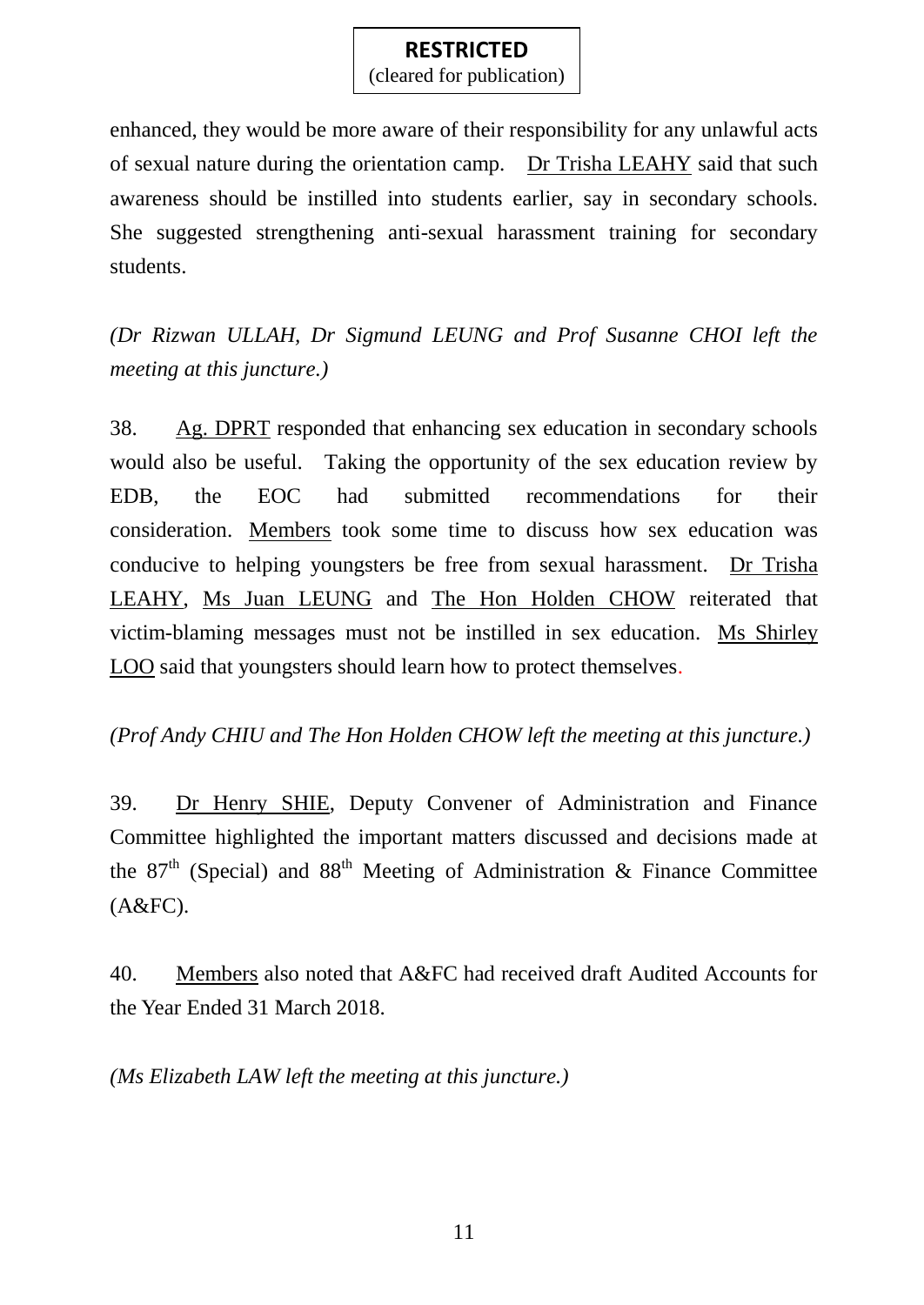enhanced, they would be more aware of their responsibility for any unlawful acts of sexual nature during the orientation camp. Dr Trisha LEAHY said that such awareness should be instilled into students earlier, say in secondary schools. She suggested strengthening anti-sexual harassment training for secondary students.

*(Dr Rizwan ULLAH, Dr Sigmund LEUNG and Prof Susanne CHOI left the meeting at this juncture.)*

38. Ag. DPRT responded that enhancing sex education in secondary schools would also be useful. Taking the opportunity of the sex education review by EDB, the EOC had submitted recommendations for their consideration. Members took some time to discuss how sex education was conducive to helping youngsters be free from sexual harassment. Dr Trisha LEAHY, Ms Juan LEUNG and The Hon Holden CHOW reiterated that victim-blaming messages must not be instilled in sex education. Ms Shirley LOO said that youngsters should learn how to protect themselves.

*(Prof Andy CHIU and The Hon Holden CHOW left the meeting at this juncture.)*

39. Dr Henry SHIE, Deputy Convener of Administration and Finance Committee highlighted the important matters discussed and decisions made at the 87th (Special) and 88th Meeting of Administration & Finance Committee (A&FC).

40. Members also noted that A&FC had received draft Audited Accounts for the Year Ended 31 March 2018.

*(Ms Elizabeth LAW left the meeting at this juncture.)*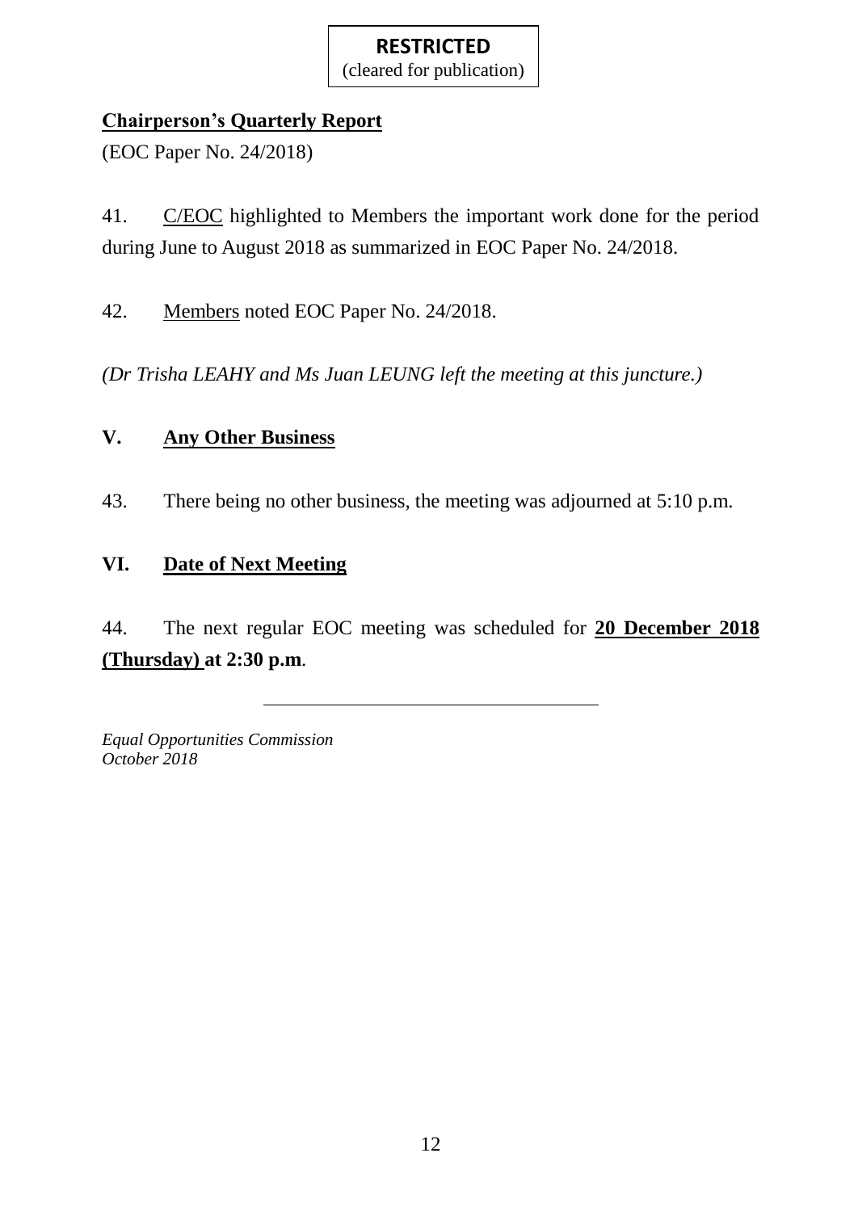**RESTRICTED**
(cleared for publication)

**Chairperson's Quarterly Report**

(EOC Paper No. 24/2018)

41. C/EOC highlighted to Members the important work done for the period during June to August 2018 as summarized in EOC Paper No. 24/2018.

42. Members noted EOC Paper No. 24/2018.

*(Dr Trisha LEAHY and Ms Juan LEUNG left the meeting at this juncture.)*

## V. Any Other Business

43. There being no other business, the meeting was adjourned at 5:10 p.m.

## VI. Date of Next Meeting

44. The next regular EOC meeting was scheduled for **20 December 2018 (Thursday) at 2:30 p.m**.

---

*Equal Opportunities Commission*
*October 2018*